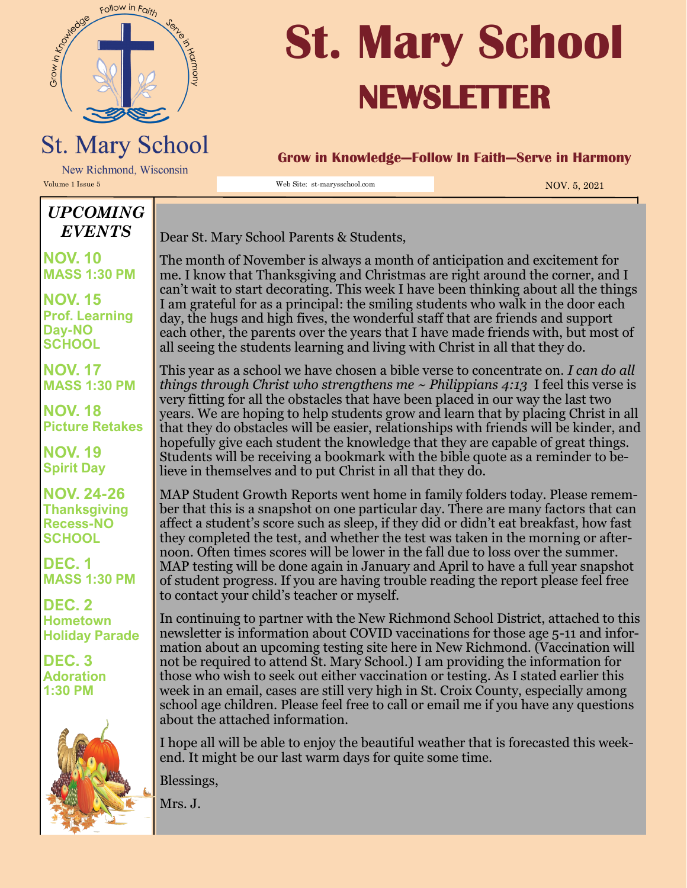# St. Mary School NEWSLETTER

St. Mary School

New Richmond, Wisconsin

Volume 1 Issue 5

**Grow in Knowledge—Follow In Faith—Serve in Harmony**

Web Site: st-marysschool.com

NOV. 5, 2021

## *UPCOMING EVENTS*

**NOV. 10**
**MASS 1:30 PM**

**NOV. 15**
**Prof. Learning Day-NO SCHOOL**

**NOV. 17**
**MASS 1:30 PM**

**NOV. 18**
**Picture Retakes**

**NOV. 19**
**Spirit Day**

**NOV. 24-26**
**Thanksgiving Recess-NO SCHOOL**

**DEC. 1**
**MASS 1:30 PM**

**DEC. 2**
**Hometown Holiday Parade**

**DEC. 3**
**Adoration 1:30 PM**

Dear St. Mary School Parents & Students,

The month of November is always a month of anticipation and excitement for me. I know that Thanksgiving and Christmas are right around the corner, and I can't wait to start decorating. This week I have been thinking about all the things I am grateful for as a principal: the smiling students who walk in the door each day, the hugs and high fives, the wonderful staff that are friends and support each other, the parents over the years that I have made friends with, but most of all seeing the students learning and living with Christ in all that they do.

This year as a school we have chosen a bible verse to concentrate on. *I can do all things through Christ who strengthens me ~ Philippians 4:13* I feel this verse is very fitting for all the obstacles that have been placed in our way the last two years. We are hoping to help students grow and learn that by placing Christ in all that they do obstacles will be easier, relationships with friends will be kinder, and hopefully give each student the knowledge that they are capable of great things. Students will be receiving a bookmark with the bible quote as a reminder to believe in themselves and to put Christ in all that they do.

MAP Student Growth Reports went home in family folders today. Please remember that this is a snapshot on one particular day. There are many factors that can affect a student's score such as sleep, if they did or didn't eat breakfast, how fast they completed the test, and whether the test was taken in the morning or afternoon. Often times scores will be lower in the fall due to loss over the summer. MAP testing will be done again in January and April to have a full year snapshot of student progress. If you are having trouble reading the report please feel free to contact your child's teacher or myself.

In continuing to partner with the New Richmond School District, attached to this newsletter is information about COVID vaccinations for those age 5-11 and information about an upcoming testing site here in New Richmond. (Vaccination will not be required to attend St. Mary School.) I am providing the information for those who wish to seek out either vaccination or testing. As I stated earlier this week in an email, cases are still very high in St. Croix County, especially among school age children. Please feel free to call or email me if you have any questions about the attached information.

I hope all will be able to enjoy the beautiful weather that is forecasted this weekend. It might be our last warm days for quite some time.

Blessings,

Mrs. J.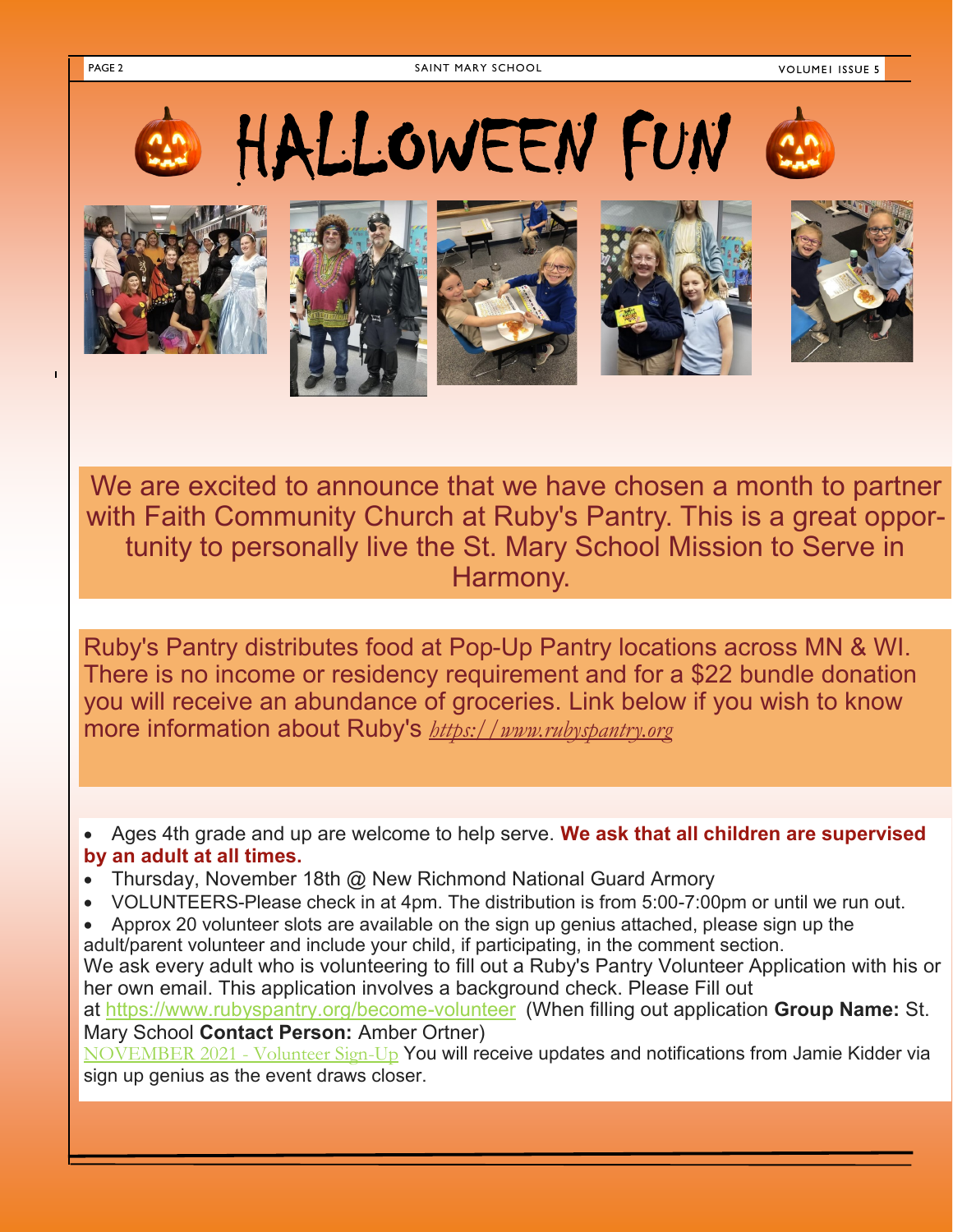# HALLOWEEN FUN

We are excited to announce that we have chosen a month to partner with Faith Community Church at Ruby's Pantry. This is a great opportunity to personally live the St. Mary School Mission to Serve in Harmony.

Ruby's Pantry distributes food at Pop-Up Pantry locations across MN & WI. There is no income or residency requirement and for a $22 bundle donation you will receive an abundance of groceries. Link below if you wish to know more information about Ruby's *https://www.rubyspantry.org*

- Ages 4th grade and up are welcome to help serve. **We ask that all children are supervised by an adult at all times.**
- Thursday, November 18th @ New Richmond National Guard Armory
- VOLUNTEERS-Please check in at 4pm. The distribution is from 5:00-7:00pm or until we run out.
- Approx 20 volunteer slots are available on the sign up genius attached, please sign up the adult/parent volunteer and include your child, if participating, in the comment section.

We ask every adult who is volunteering to fill out a Ruby's Pantry Volunteer Application with his or her own email. This application involves a background check. Please Fill out at https://www.rubyspantry.org/become-volunteer (When filling out application **Group Name:** St. Mary School **Contact Person:** Amber Ortner)

NOVEMBER 2021 - Volunteer Sign-Up You will receive updates and notifications from Jamie Kidder via sign up genius as the event draws closer.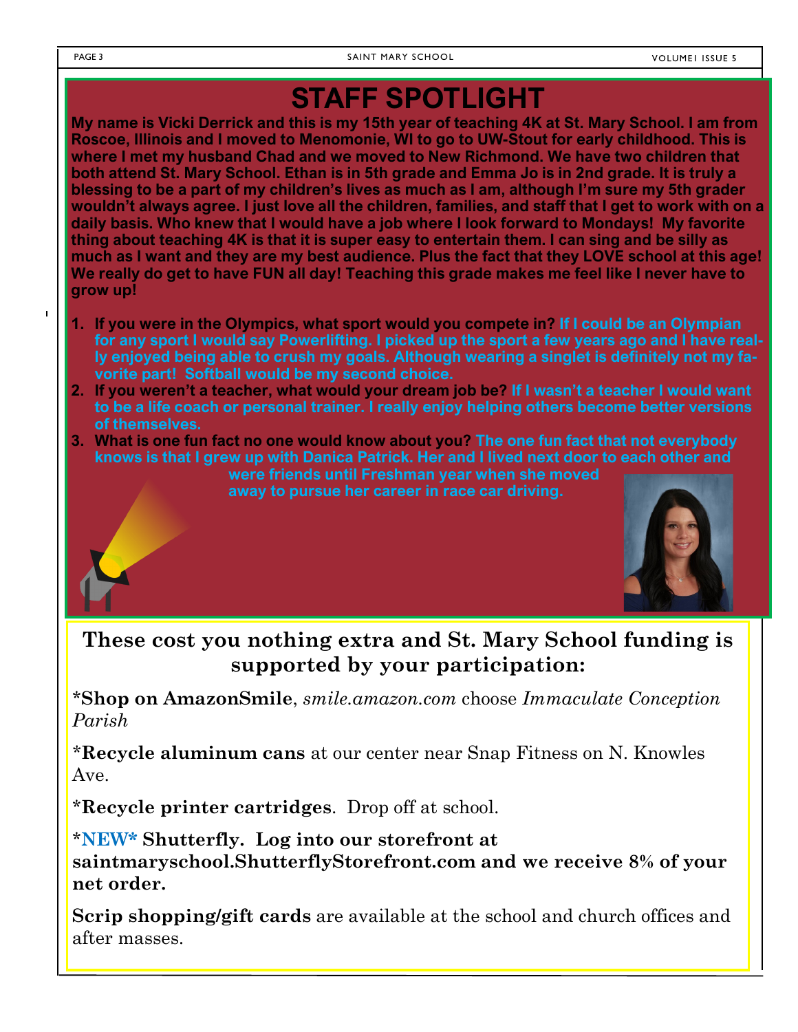# STAFF SPOTLIGHT

**My name is Vicki Derrick and this is my 15th year of teaching 4K at St. Mary School. I am from Roscoe, Illinois and I moved to Menomonie, WI to go to UW-Stout for early childhood. This is where I met my husband Chad and we moved to New Richmond. We have two children that both attend St. Mary School. Ethan is in 5th grade and Emma Jo is in 2nd grade. It is truly a blessing to be a part of my children's lives as much as I am, although I'm sure my 5th grader wouldn't always agree. I just love all the children, families, and staff that I get to work with on a daily basis. Who knew that I would have a job where I look forward to Mondays! My favorite thing about teaching 4K is that it is super easy to entertain them. I can sing and be silly as much as I want and they are my best audience. Plus the fact that they LOVE school at this age! We really do get to have FUN all day! Teaching this grade makes me feel like I never have to grow up!**

1. **If you were in the Olympics, what sport would you compete in?** If I could be an Olympian for any sport I would say Powerlifting. I picked up the sport a few years ago and I have really enjoyed being able to crush my goals. Although wearing a singlet is definitely not my favorite part! Softball would be my second choice.
2. **If you weren't a teacher, what would your dream job be?** If I wasn't a teacher I would want to be a life coach or personal trainer. I really enjoy helping others become better versions of themselves.
3. **What is one fun fact no one would know about you?** The one fun fact that not everybody knows is that I grew up with Danica Patrick. Her and I lived next door to each other and were friends until Freshman year when she moved away to pursue her career in race car driving.

**These cost you nothing extra and St. Mary School funding is supported by your participation:**

***Shop on AmazonSmile**, *smile.amazon.com* choose *Immaculate Conception Parish*

***Recycle aluminum cans** at our center near Snap Fitness on N. Knowles Ave.

***Recycle printer cartridges**. Drop off at school.

***NEW* Shutterfly. Log into our storefront at saintmaryschool.ShutterflyStorefront.com and we receive 8% of your net order.**

**Scrip shopping/gift cards** are available at the school and church offices and after masses.